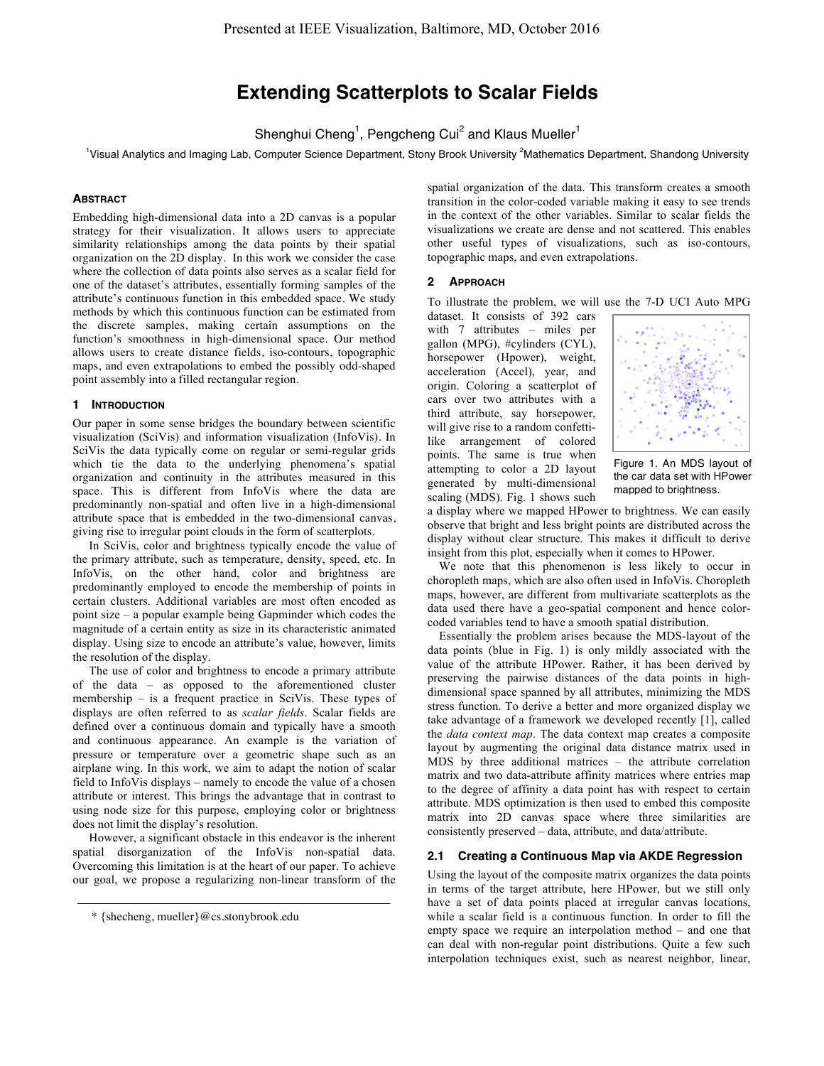# Extending Scatterplots to Scalar Fields

Shenghui Cheng[1], Pengcheng Cui[2] and Klaus Mueller[1]

[1]Visual Analytics and Imaging Lab, Computer Science Department, Stony Brook University [2]Mathematics Department, Shandong University

### Abstract

Embedding high-dimensional data into a 2D canvas is a popular strategy for their visualization. It allows users to appreciate similarity relationships among the data points by their spatial organization on the 2D display. In this work we consider the case where the collection of data points also serves as a scalar field for one of the dataset's attributes, essentially forming samples of the attribute's continuous function in this embedded space. We study methods by which this continuous function can be estimated from the discrete samples, making certain assumptions on the function's smoothness in high-dimensional space. Our method allows users to create distance fields, iso-contours, topographic maps, and even extrapolations to embed the possibly odd-shaped point assembly into a filled rectangular region.

## 1 Introduction

Our paper in some sense bridges the boundary between scientific visualization (SciVis) and information visualization (InfoVis). In SciVis the data typically come on regular or semi-regular grids which tie the data to the underlying phenomena's spatial organization and continuity in the attributes measured in this space. This is different from InfoVis where the data are predominantly non-spatial and often live in a high-dimensional attribute space that is embedded in the two-dimensional canvas, giving rise to irregular point clouds in the form of scatterplots.

In SciVis, color and brightness typically encode the value of the primary attribute, such as temperature, density, speed, etc. In InfoVis, on the other hand, color and brightness are predominantly employed to encode the membership of points in certain clusters. Additional variables are most often encoded as point size – a popular example being Gapminder which codes the magnitude of a certain entity as size in its characteristic animated display. Using size to encode an attribute's value, however, limits the resolution of the display.

The use of color and brightness to encode a primary attribute of the data – as opposed to the aforementioned cluster membership – is a frequent practice in SciVis. These types of displays are often referred to as *scalar fields*. Scalar fields are defined over a continuous domain and typically have a smooth and continuous appearance. An example is the variation of pressure or temperature over a geometric shape such as an airplane wing. In this work, we aim to adapt the notion of scalar field to InfoVis displays – namely to encode the value of a chosen attribute or interest. This brings the advantage that in contrast to using node size for this purpose, employing color or brightness does not limit the display's resolution.

However, a significant obstacle in this endeavor is the inherent spatial disorganization of the InfoVis non-spatial data. Overcoming this limitation is at the heart of our paper. To achieve our goal, we propose a regularizing non-linear transform of the spatial organization of the data. This transform creates a smooth transition in the color-coded variable making it easy to see trends in the context of the other variables. Similar to scalar fields the visualizations we create are dense and not scattered. This enables other useful types of visualizations, such as iso-contours, topographic maps, and even extrapolations.

\* {shecheng, mueller}@cs.stonybrook.edu

## 2 Approach

To illustrate the problem, we will use the 7-D UCI Auto MPG dataset. It consists of 392 cars with 7 attributes – miles per gallon (MPG), #cylinders (CYL), horsepower (Hpower), weight, acceleration (Accel), year, and origin. Coloring a scatterplot of cars over two attributes with a third attribute, say horsepower, will give rise to a random confetti-like arrangement of colored points. The same is true when attempting to color a 2D layout generated by multi-dimensional scaling (MDS). Fig. 1 shows such a display where we mapped HPower to brightness. We can easily observe that bright and less bright points are distributed across the display without clear structure. This makes it difficult to derive insight from this plot, especially when it comes to HPower.

Figure 1. An MDS layout of the car data set with HPower mapped to brightness.

We note that this phenomenon is less likely to occur in choropleth maps, which are also often used in InfoVis. Choropleth maps, however, are different from multivariate scatterplots as the data used there have a geo-spatial component and hence color-coded variables tend to have a smooth spatial distribution.

Essentially the problem arises because the MDS-layout of the data points (blue in Fig. 1) is only mildly associated with the value of the attribute HPower. Rather, it has been derived by preserving the pairwise distances of the data points in high-dimensional space spanned by all attributes, minimizing the MDS stress function. To derive a better and more organized display we take advantage of a framework we developed recently [1], called the *data context map*. The data context map creates a composite layout by augmenting the original data distance matrix used in MDS by three additional matrices – the attribute correlation matrix and two data-attribute affinity matrices where entries map to the degree of affinity a data point has with respect to certain attribute. MDS optimization is then used to embed this composite matrix into 2D canvas space where three similarities are consistently preserved – data, attribute, and data/attribute.

### 2.1 Creating a Continuous Map via AKDE Regression

Using the layout of the composite matrix organizes the data points in terms of the target attribute, here HPower, but we still only have a set of data points placed at irregular canvas locations, while a scalar field is a continuous function. In order to fill the empty space we require an interpolation method – and one that can deal with non-regular point distributions. Quite a few such interpolation techniques exist, such as nearest neighbor, linear,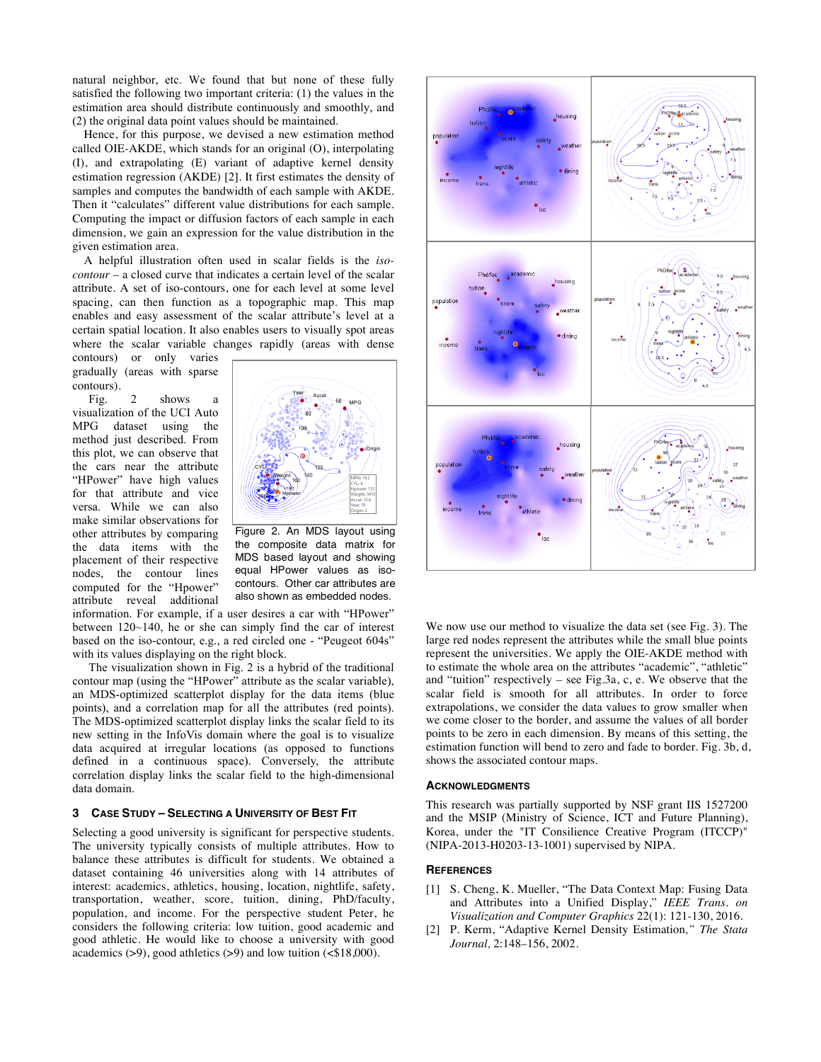natural neighbor, etc. We found that but none of these fully satisfied the following two important criteria: (1) the values in the estimation area should distribute continuously and smoothly, and (2) the original data point values should be maintained.

Hence, for this purpose, we devised a new estimation method called OIE-AKDE, which stands for an original (O), interpolating (I), and extrapolating (E) variant of adaptive kernel density estimation regression (AKDE) [2]. It first estimates the density of samples and computes the bandwidth of each sample with AKDE. Then it "calculates" different value distributions for each sample. Computing the impact or diffusion factors of each sample in each dimension, we gain an expression for the value distribution in the given estimation area.

A helpful illustration often used in scalar fields is the *iso-contour* – a closed curve that indicates a certain level of the scalar attribute. A set of iso-contours, one for each level at some level spacing, can then function as a topographic map. This map enables and easy assessment of the scalar attribute's level at a certain spatial location. It also enables users to visually spot areas where the scalar variable changes rapidly (areas with dense contours) or only varies gradually (areas with sparse contours).

Fig. 2 shows a visualization of the UCI Auto MPG dataset using the method just described. From this plot, we can observe that the cars near the attribute "HPower" have high values for that attribute and vice versa. While we can also make similar observations for other attributes by comparing the data items with the placement of their respective nodes, the contour lines computed for the "Hpower" attribute reveal additional information. For example, if a user desires a car with "HPower" between 120~140, he or she can simply find the car of interest based on the iso-contour, e.g., a red circled one - "Peugeot 604s" with its values displaying on the right block.

Year
Accel
60
MPG
80
100
Origin
120
CYL
Weight
140
160
180
Hpower
200
MPG: 16.2
CYL: 6
Hpower: 133
Weight: 3410
Accel: 15.8
Year: 78
Origin: 2

Figure 2. An MDS layout using the composite data matrix for MDS based layout and showing equal HPower values as iso-contours. Other car attributes are also shown as embedded nodes.

The visualization shown in Fig. 2 is a hybrid of the traditional contour map (using the "HPower" attribute as the scalar variable), an MDS-optimized scatterplot display for the data items (blue points), and a correlation map for all the attributes (red points). The MDS-optimized scatterplot display links the scalar field to its new setting in the InfoVis domain where the goal is to visualize data acquired at irregular locations (as opposed to functions defined in a continuous space). Conversely, the attribute correlation display links the scalar field to the high-dimensional data domain.

## 3 Case Study – Selecting a University of Best Fit

Selecting a good university is significant for perspective students. The university typically consists of multiple attributes. How to balance these attributes is difficult for students. We obtained a dataset containing 46 universities along with 14 attributes of interest: academics, athletics, housing, location, nightlife, safety, transportation, weather, score, tuition, dining, PhD/faculty, population, and income. For the perspective student Peter, he considers the following criteria: low tuition, good academic and good athletic. He would like to choose a university with good academics (>9), good athletics (>9) and low tuition (<$18,000).

PhD/fac academic housing tuition population score safety weather nightlife dining income trans athletic loc
10.5 12 10.5 10.5 9 7.5 7.5 7.5 7.5 6 6 4.5 4.5 6 4.5 7.5 10.5 6 4.5
36 33 32 32 24 24 20 20 16 16 12 12 20 28

We now use our method to visualize the data set (see Fig. 3). The large red nodes represent the attributes while the small blue points represent the universities. We apply the OIE-AKDE method with to estimate the whole area on the attributes "academic", "athletic" and "tuition" respectively – see Fig.3a, c, e. We observe that the scalar field is smooth for all attributes. In order to force extrapolations, we consider the data values to grow smaller when we come closer to the border, and assume the values of all border points to be zero in each dimension. By means of this setting, the estimation function will bend to zero and fade to border. Fig. 3b, d, shows the associated contour maps.

## Acknowledgments

This research was partially supported by NSF grant IIS 1527200 and the MSIP (Ministry of Science, ICT and Future Planning), Korea, under the "IT Consilience Creative Program (ITCCP)" (NIPA-2013-H0203-13-1001) supervised by NIPA.

## References

[1] S. Cheng, K. Mueller, "The Data Context Map: Fusing Data and Attributes into a Unified Display," *IEEE Trans. on Visualization and Computer Graphics* 22(1): 121-130, 2016.

[2] P. Kerm, "Adaptive Kernel Density Estimation," *The Stata Journal,* 2:148–156, 2002.